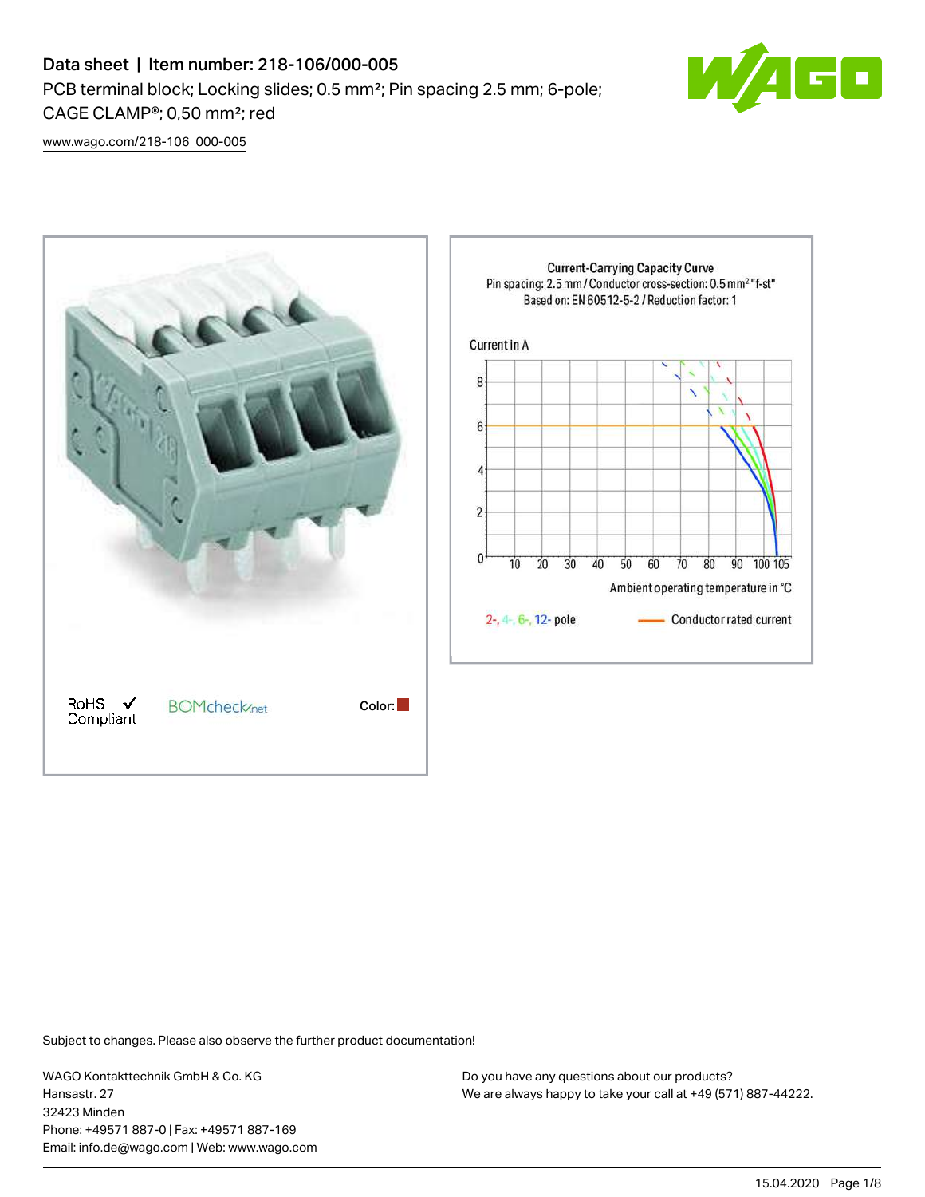# Data sheet | Item number: 218-106/000-005

PCB terminal block; Locking slides; 0.5 mm²; Pin spacing 2.5 mm; 6-pole; CAGE CLAMP®; 0,50 mm²; red

www.wago.com/218-106_000-005

RoHS ✓ Compliant

BOMcheck.net

Color:

Current-Carrying Capacity Curve

Pin spacing: 2.5 mm / Conductor cross-section: 0.5 mm² "f-st"

Based on: EN 60512-5-2 / Reduction factor: 1

Current in A

Ambient operating temperature in °C

2-, 4-, 6-, 12- pole

Conductor rated current

Subject to changes. Please also observe the further product documentation!

WAGO Kontakttechnik GmbH & Co. KG
Hansastr. 27
32423 Minden
Phone: +49571 887-0 | Fax: +49571 887-169
Email: info.de@wago.com | Web: www.wago.com

Do you have any questions about our products?
We are always happy to take your call at +49 (571) 887-44222.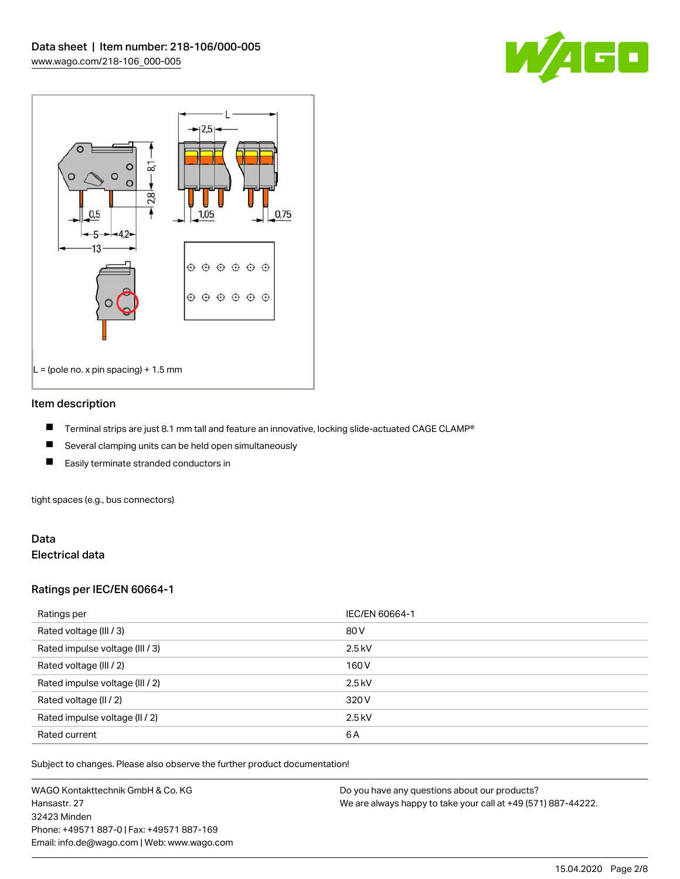L = (pole no. x pin spacing) + 1.5 mm

## Item description

- Terminal strips are just 8.1 mm tall and feature an innovative, locking slide-actuated CAGE CLAMP®
- Several clamping units can be held open simultaneously
- Easily terminate stranded conductors in

tight spaces (e.g., bus connectors)

## Data

### Electrical data

### Ratings per IEC/EN 60664-1

| Ratings per | IEC/EN 60664-1 |
| --- | --- |
| Rated voltage (III / 3) | 80 V |
| Rated impulse voltage (III / 3) | 2.5 kV |
| Rated voltage (III / 2) | 160 V |
| Rated impulse voltage (III / 2) | 2.5 kV |
| Rated voltage (II / 2) | 320 V |
| Rated impulse voltage (II / 2) | 2.5 kV |
| Rated current | 6 A |

Subject to changes. Please also observe the further product documentation!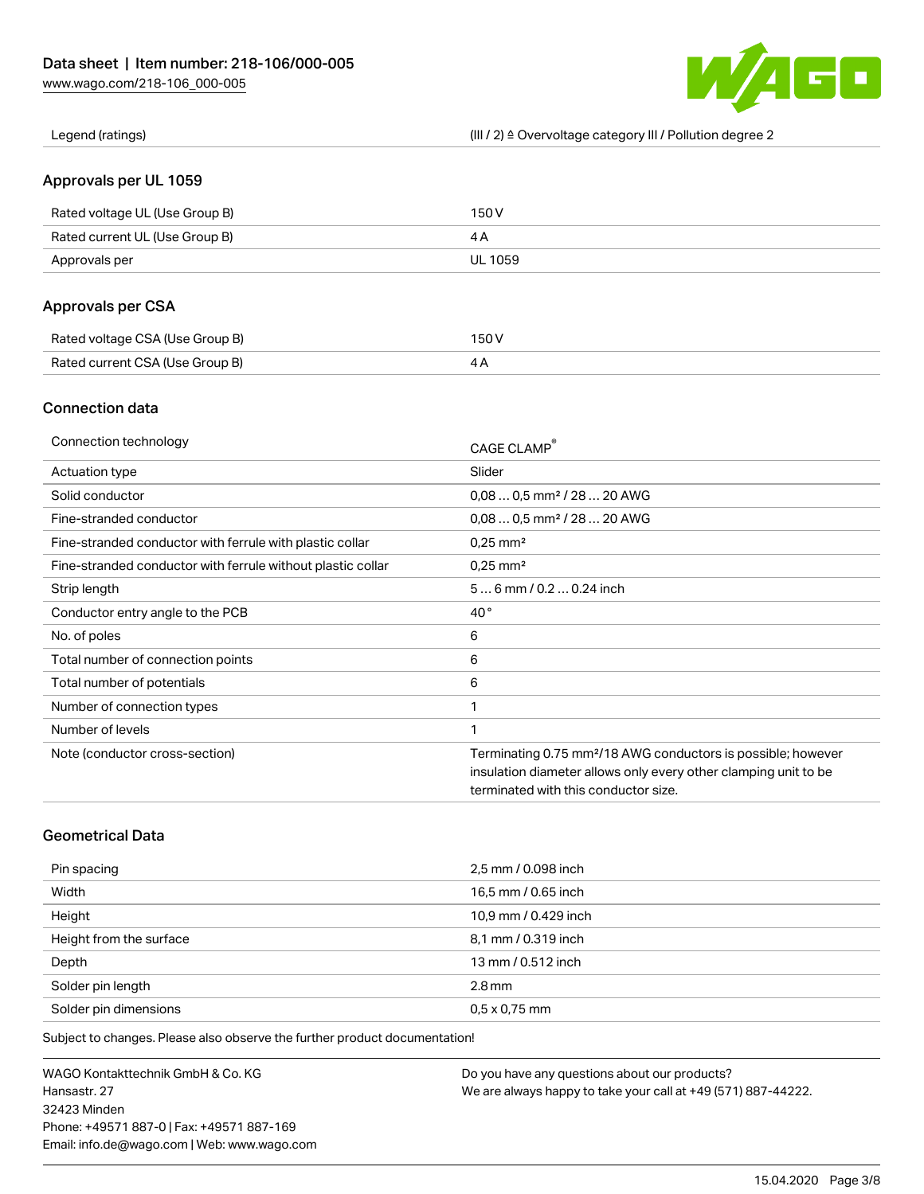| | |
|---|---|
| Legend (ratings) | (III / 2) ≙ Overvoltage category III / Pollution degree 2 |

## Approvals per UL 1059

| | |
|---|---|
| Rated voltage UL (Use Group B) | 150 V |
| Rated current UL (Use Group B) | 4 A |
| Approvals per | UL 1059 |

## Approvals per CSA

| | |
|---|---|
| Rated voltage CSA (Use Group B) | 150 V |
| Rated current CSA (Use Group B) | 4 A |

## Connection data

| | |
|---|---|
| Connection technology | CAGE CLAMP® |
| Actuation type | Slider |
| Solid conductor | 0,08 … 0,5 mm² / 28 … 20 AWG |
| Fine-stranded conductor | 0,08 … 0,5 mm² / 28 … 20 AWG |
| Fine-stranded conductor with ferrule with plastic collar | 0,25 mm² |
| Fine-stranded conductor with ferrule without plastic collar | 0,25 mm² |
| Strip length | 5 … 6 mm / 0.2 … 0.24 inch |
| Conductor entry angle to the PCB | 40 ° |
| No. of poles | 6 |
| Total number of connection points | 6 |
| Total number of potentials | 6 |
| Number of connection types | 1 |
| Number of levels | 1 |
| Note (conductor cross-section) | Terminating 0.75 mm²/18 AWG conductors is possible; however insulation diameter allows only every other clamping unit to be terminated with this conductor size. |

## Geometrical Data

| | |
|---|---|
| Pin spacing | 2,5 mm / 0.098 inch |
| Width | 16,5 mm / 0.65 inch |
| Height | 10,9 mm / 0.429 inch |
| Height from the surface | 8,1 mm / 0.319 inch |
| Depth | 13 mm / 0.512 inch |
| Solder pin length | 2.8 mm |
| Solder pin dimensions | 0,5 x 0,75 mm |

Subject to changes. Please also observe the further product documentation!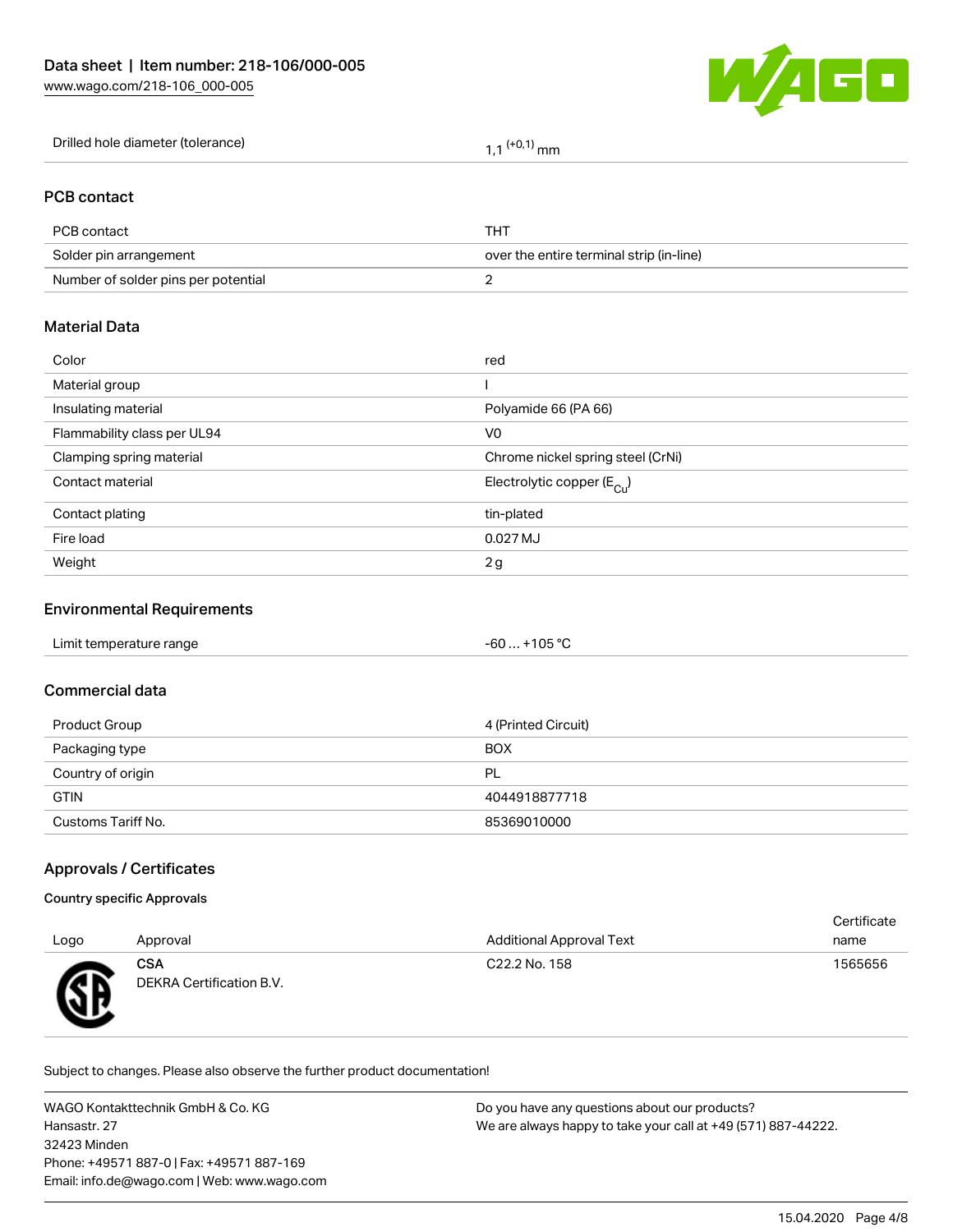| Drilled hole diameter (tolerance) | 1,1 $^{(+0,1)}$ mm |
|---|---|

## PCB contact

| PCB contact | THT |
|---|---|
| Solder pin arrangement | over the entire terminal strip (in-line) |
| Number of solder pins per potential | 2 |

## Material Data

| Color | red |
|---|---|
| Material group | I |
| Insulating material | Polyamide 66 (PA 66) |
| Flammability class per UL94 | V0 |
| Clamping spring material | Chrome nickel spring steel (CrNi) |
| Contact material | Electrolytic copper ($E_{Cu}$) |
| Contact plating | tin-plated |
| Fire load | 0.027 MJ |
| Weight | 2 g |

## Environmental Requirements

| Limit temperature range | -60 … +105 °C |
|---|---|

## Commercial data

| Product Group | 4 (Printed Circuit) |
|---|---|
| Packaging type | BOX |
| Country of origin | PL |
| GTIN | 4044918877718 |
| Customs Tariff No. | 85369010000 |

## Approvals / Certificates

### Country specific Approvals

| Logo | Approval | Additional Approval Text | Certificate name |
|---|---|---|---|
| | **CSA** DEKRA Certification B.V. | C22.2 No. 158 | 1565656 |

Subject to changes. Please also observe the further product documentation!

WAGO Kontakttechnik GmbH & Co. KG
Hansastr. 27
32423 Minden
Phone: +49571 887-0 | Fax: +49571 887-169
Email: info.de@wago.com | Web: www.wago.com

Do you have any questions about our products?
We are always happy to take your call at +49 (571) 887-44222.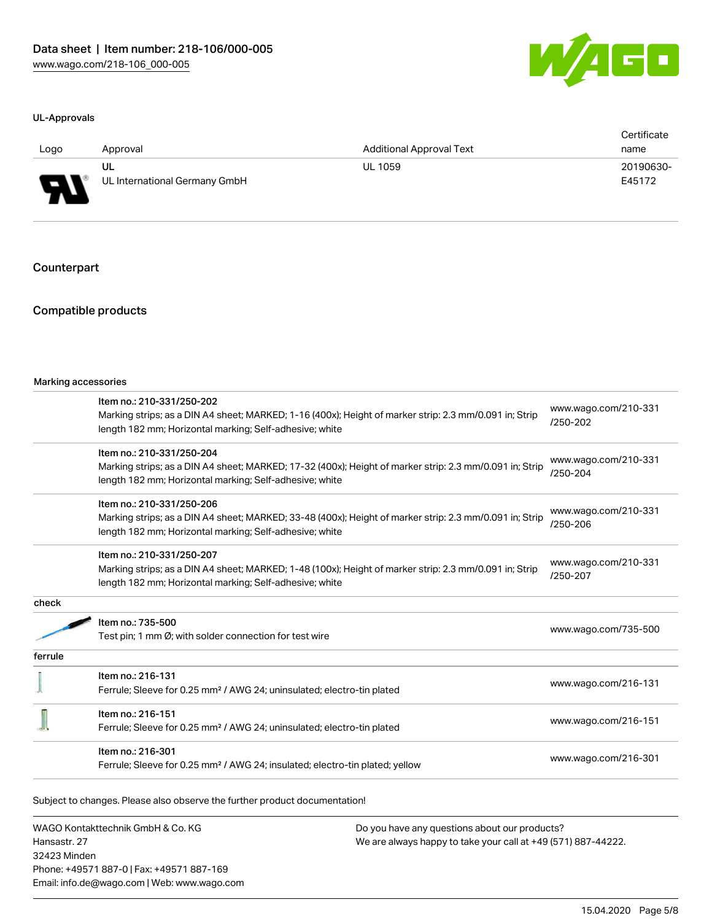#### UL-Approvals

| Logo | Approval | Additional Approval Text | Certificate name |
| --- | --- | --- | --- |
| | UL<br>UL International Germany GmbH | UL 1059 | 20190630-E45172 |

## Counterpart

## Compatible products

#### Marking accessories

| | | |
| --- | --- | --- |
| | Item no.: 210-331/250-202<br>Marking strips; as a DIN A4 sheet; MARKED; 1-16 (400x); Height of marker strip: 2.3 mm/0.091 in; Strip length 182 mm; Horizontal marking; Self-adhesive; white | www.wago.com/210-331/250-202 |
| | Item no.: 210-331/250-204<br>Marking strips; as a DIN A4 sheet; MARKED; 17-32 (400x); Height of marker strip: 2.3 mm/0.091 in; Strip length 182 mm; Horizontal marking; Self-adhesive; white | www.wago.com/210-331/250-204 |
| | Item no.: 210-331/250-206<br>Marking strips; as a DIN A4 sheet; MARKED; 33-48 (400x); Height of marker strip: 2.3 mm/0.091 in; Strip length 182 mm; Horizontal marking; Self-adhesive; white | www.wago.com/210-331/250-206 |
| | Item no.: 210-331/250-207<br>Marking strips; as a DIN A4 sheet; MARKED; 1-48 (100x); Height of marker strip: 2.3 mm/0.091 in; Strip length 182 mm; Horizontal marking; Self-adhesive; white | www.wago.com/210-331/250-207 |

#### check

| | | |
| --- | --- | --- |
| | Item no.: 735-500<br>Test pin; 1 mm Ø; with solder connection for test wire | www.wago.com/735-500 |

#### ferrule

| | | |
| --- | --- | --- |
| | Item no.: 216-131<br>Ferrule; Sleeve for 0.25 mm² / AWG 24; uninsulated; electro-tin plated | www.wago.com/216-131 |
| | Item no.: 216-151<br>Ferrule; Sleeve for 0.25 mm² / AWG 24; uninsulated; electro-tin plated | www.wago.com/216-151 |
| | Item no.: 216-301<br>Ferrule; Sleeve for 0.25 mm² / AWG 24; insulated; electro-tin plated; yellow | www.wago.com/216-301 |

Subject to changes. Please also observe the further product documentation!

WAGO Kontakttechnik GmbH & Co. KG
Hansastr. 27
32423 Minden
Phone: +49571 887-0 | Fax: +49571 887-169
Email: info.de@wago.com | Web: www.wago.com

Do you have any questions about our products?
We are always happy to take your call at +49 (571) 887-44222.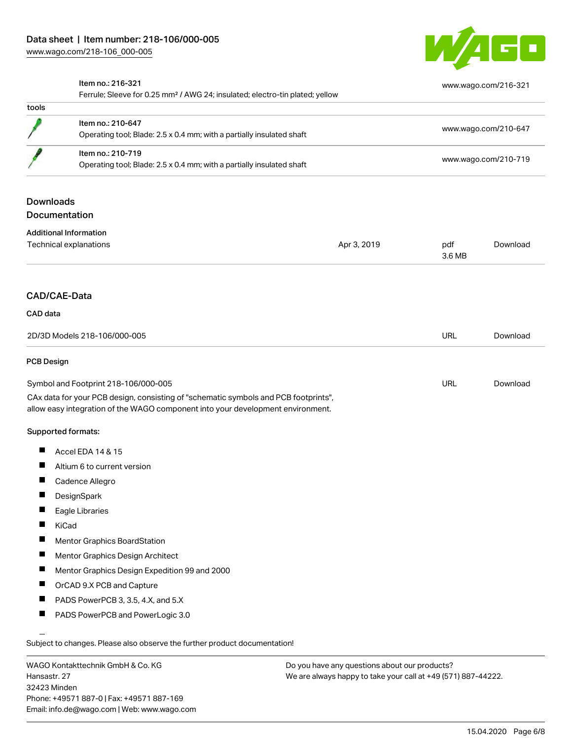| | | |
|---|---|---|
| | Item no.: 216-321<br>Ferrule; Sleeve for 0.25 mm² / AWG 24; insulated; electro-tin plated; yellow | www.wago.com/216-321 |
| tools | | |
| | Item no.: 210-647<br>Operating tool; Blade: 2.5 x 0.4 mm; with a partially insulated shaft | www.wago.com/210-647 |
| | Item no.: 210-719<br>Operating tool; Blade: 2.5 x 0.4 mm; with a partially insulated shaft | www.wago.com/210-719 |

## Downloads
## Documentation

### Additional Information

| | | | |
|---|---|---|---|
| Technical explanations | Apr 3, 2019 | pdf<br>3.6 MB | Download |

## CAD/CAE-Data

### CAD data

| | | |
|---|---|---|
| 2D/3D Models 218-106/000-005 | URL | Download |

### PCB Design

| | | |
|---|---|---|
| Symbol and Footprint 218-106/000-005 | URL | Download |

CAx data for your PCB design, consisting of "schematic symbols and PCB footprints", allow easy integration of the WAGO component into your development environment.

Supported formats:

- Accel EDA 14 & 15
- Altium 6 to current version
- Cadence Allegro
- DesignSpark
- Eagle Libraries
- KiCad
- Mentor Graphics BoardStation
- Mentor Graphics Design Architect
- Mentor Graphics Design Expedition 99 and 2000
- OrCAD 9.X PCB and Capture
- PADS PowerPCB 3, 3.5, 4.X, and 5.X
- PADS PowerPCB and PowerLogic 3.0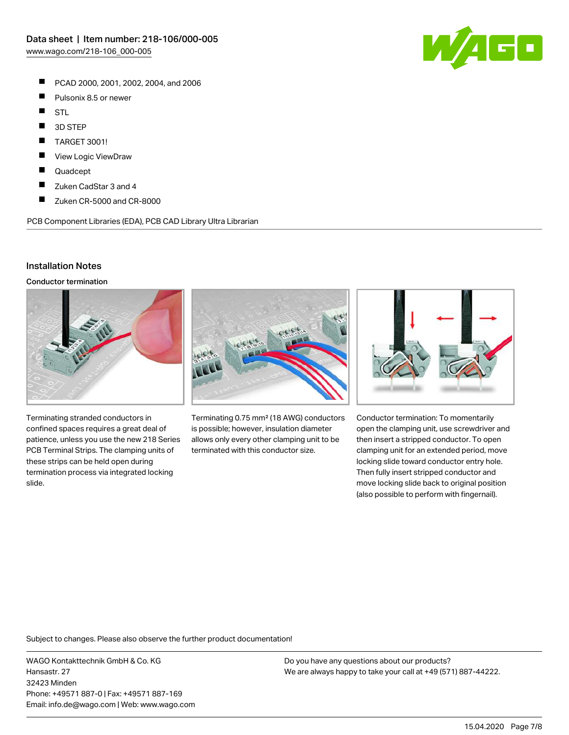- PCAD 2000, 2001, 2002, 2004, and 2006
- Pulsonix 8.5 or newer
- STL
- 3D STEP
- TARGET 3001!
- View Logic ViewDraw
- Quadcept
- Zuken CadStar 3 and 4
- Zuken CR-5000 and CR-8000

PCB Component Libraries (EDA), PCB CAD Library Ultra Librarian

## Installation Notes

### Conductor termination

Terminating stranded conductors in confined spaces requires a great deal of patience, unless you use the new 218 Series PCB Terminal Strips. The clamping units of these strips can be held open during termination process via integrated locking slide.

Terminating 0.75 mm² (18 AWG) conductors is possible; however, insulation diameter allows only every other clamping unit to be terminated with this conductor size.

Conductor termination: To momentarily open the clamping unit, use screwdriver and then insert a stripped conductor. To open clamping unit for an extended period, move locking slide toward conductor entry hole. Then fully insert stripped conductor and move locking slide back to original position (also possible to perform with fingernail).

Subject to changes. Please also observe the further product documentation!

WAGO Kontakttechnik GmbH & Co. KG
Hansastr. 27
32423 Minden
Phone: +49571 887-0 | Fax: +49571 887-169
Email: info.de@wago.com | Web: www.wago.com

Do you have any questions about our products?
We are always happy to take your call at +49 (571) 887-44222.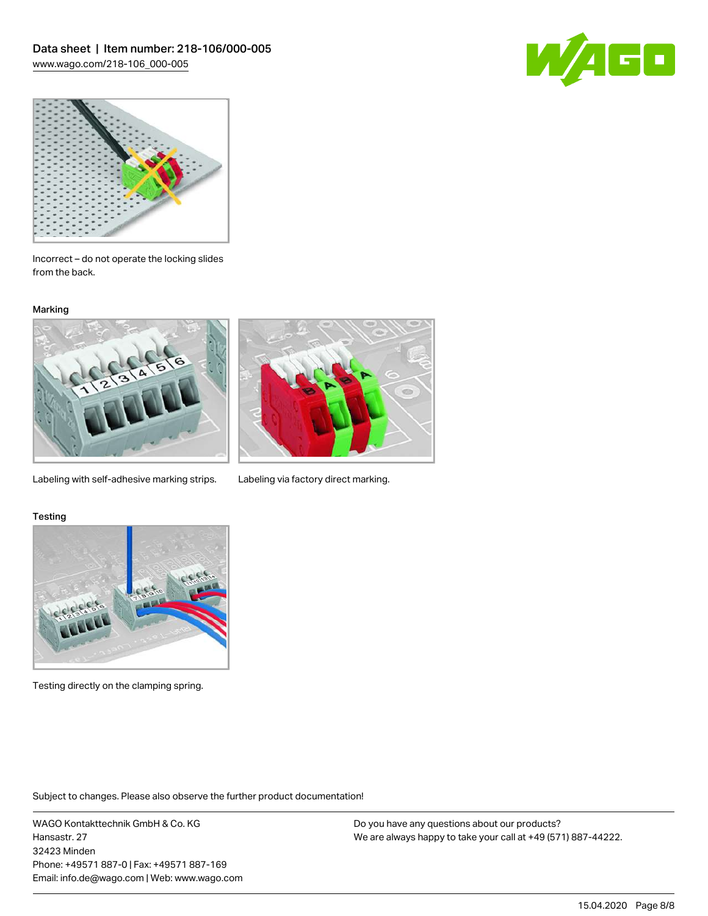Incorrect – do not operate the locking slides from the back.

Marking

Labeling with self-adhesive marking strips.

Labeling via factory direct marking.

Testing

Testing directly on the clamping spring.

Subject to changes. Please also observe the further product documentation!

WAGO Kontakttechnik GmbH & Co. KG
Hansastr. 27
32423 Minden
Phone: +49571 887-0 | Fax: +49571 887-169
Email: info.de@wago.com | Web: www.wago.com

Do you have any questions about our products?
We are always happy to take your call at +49 (571) 887-44222.